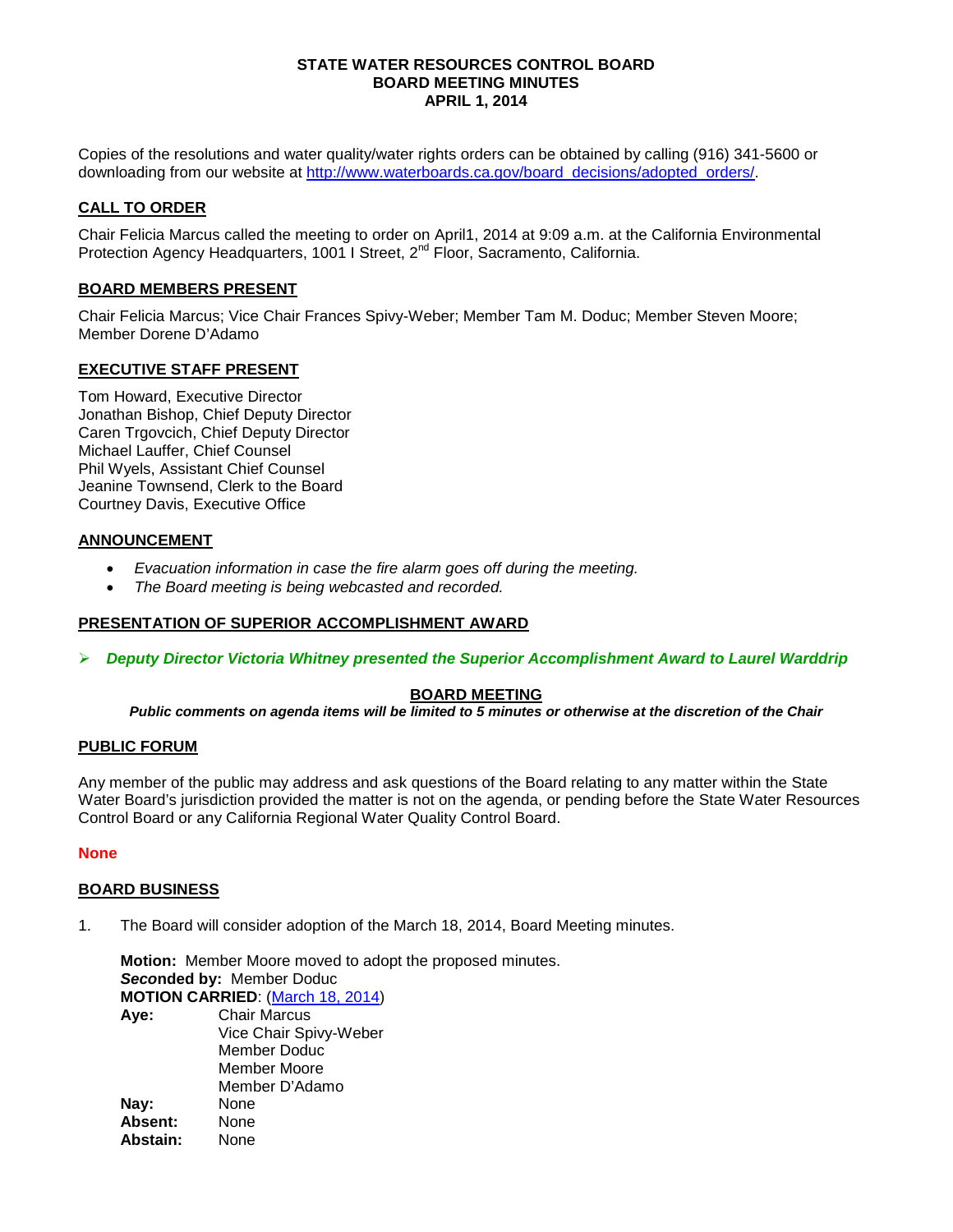**STATE WATER RESOURCES CONTROL BOARD**
**BOARD MEETING MINUTES**
**APRIL 1, 2014**

Copies of the resolutions and water quality/water rights orders can be obtained by calling (916) 341-5600 or downloading from our website at [http://www.waterboards.ca.gov/board_decisions/adopted_orders/](http://www.waterboards.ca.gov/board_decisions/adopted_orders/).

## CALL TO ORDER

Chair Felicia Marcus called the meeting to order on April1, 2014 at 9:09 a.m. at the California Environmental Protection Agency Headquarters, 1001 I Street, 2nd Floor, Sacramento, California.

## BOARD MEMBERS PRESENT

Chair Felicia Marcus; Vice Chair Frances Spivy-Weber; Member Tam M. Doduc; Member Steven Moore; Member Dorene D'Adamo

## EXECUTIVE STAFF PRESENT

Tom Howard, Executive Director
Jonathan Bishop, Chief Deputy Director
Caren Trgovcich, Chief Deputy Director
Michael Lauffer, Chief Counsel
Phil Wyels, Assistant Chief Counsel
Jeanine Townsend, Clerk to the Board
Courtney Davis, Executive Office

## ANNOUNCEMENT

- *Evacuation information in case the fire alarm goes off during the meeting.*
- *The Board meeting is being webcasted and recorded.*

## PRESENTATION OF SUPERIOR ACCOMPLISHMENT AWARD

- ***Deputy Director Victoria Whitney presented the Superior Accomplishment Award to Laurel Warddrip***

## BOARD MEETING

***Public comments on agenda items will be limited to 5 minutes or otherwise at the discretion of the Chair***

## PUBLIC FORUM

Any member of the public may address and ask questions of the Board relating to any matter within the State Water Board's jurisdiction provided the matter is not on the agenda, or pending before the State Water Resources Control Board or any California Regional Water Quality Control Board.

**None**

## BOARD BUSINESS

1. The Board will consider adoption of the March 18, 2014, Board Meeting minutes.

   **Motion:** Member Moore moved to adopt the proposed minutes.
   ***Seco*nded by:** Member Doduc
   **MOTION CARRIED**: ([March 18, 2014](#))
   **Aye:** Chair Marcus
   Vice Chair Spivy-Weber
   Member Doduc
   Member Moore
   Member D'Adamo
   **Nay:** None
   **Absent:** None
   **Abstain:** None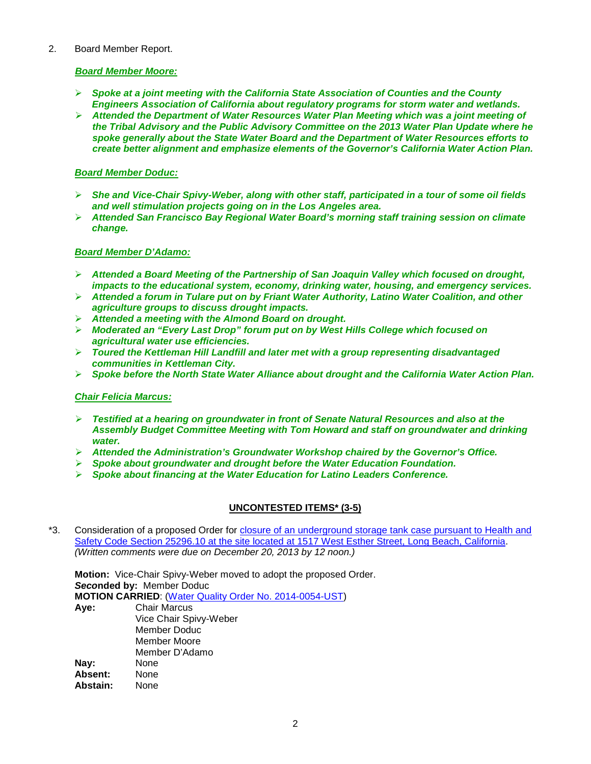2. Board Member Report.

***Board Member Moore:***

- ***Spoke at a joint meeting with the California State Association of Counties and the County Engineers Association of California about regulatory programs for storm water and wetlands.***
- ***Attended the Department of Water Resources Water Plan Meeting which was a joint meeting of the Tribal Advisory and the Public Advisory Committee on the 2013 Water Plan Update where he spoke generally about the State Water Board and the Department of Water Resources efforts to create better alignment and emphasize elements of the Governor's California Water Action Plan.***

***Board Member Doduc:***

- ***She and Vice-Chair Spivy-Weber, along with other staff, participated in a tour of some oil fields and well stimulation projects going on in the Los Angeles area.***
- ***Attended San Francisco Bay Regional Water Board's morning staff training session on climate change.***

***Board Member D'Adamo:***

- ***Attended a Board Meeting of the Partnership of San Joaquin Valley which focused on drought, impacts to the educational system, economy, drinking water, housing, and emergency services.***
- ***Attended a forum in Tulare put on by Friant Water Authority, Latino Water Coalition, and other agriculture groups to discuss drought impacts.***
- ***Attended a meeting with the Almond Board on drought.***
- ***Moderated an "Every Last Drop" forum put on by West Hills College which focused on agricultural water use efficiencies.***
- ***Toured the Kettleman Hill Landfill and later met with a group representing disadvantaged communities in Kettleman City.***
- ***Spoke before the North State Water Alliance about drought and the California Water Action Plan.***

***Chair Felicia Marcus:***

- ***Testified at a hearing on groundwater in front of Senate Natural Resources and also at the Assembly Budget Committee Meeting with Tom Howard and staff on groundwater and drinking water.***
- ***Attended the Administration's Groundwater Workshop chaired by the Governor's Office.***
- ***Spoke about groundwater and drought before the Water Education Foundation.***
- ***Spoke about financing at the Water Education for Latino Leaders Conference.***

## UNCONTESTED ITEMS* (3-5)

*3. Consideration of a proposed Order for closure of an underground storage tank case pursuant to Health and Safety Code Section 25296.10 at the site located at 1517 West Esther Street, Long Beach, California. *(Written comments were due on December 20, 2013 by 12 noon.)*

**Motion:** Vice-Chair Spivy-Weber moved to adopt the proposed Order.
***Seco*****nded by:** Member Doduc
**MOTION CARRIED**: (Water Quality Order No. 2014-0054-UST)

| | |
|---|---|
| **Aye:** | Chair Marcus |
| | Vice Chair Spivy-Weber |
| | Member Doduc |
| | Member Moore |
| | Member D'Adamo |
| **Nay:** | None |
| **Absent:** | None |
| **Abstain:** | None |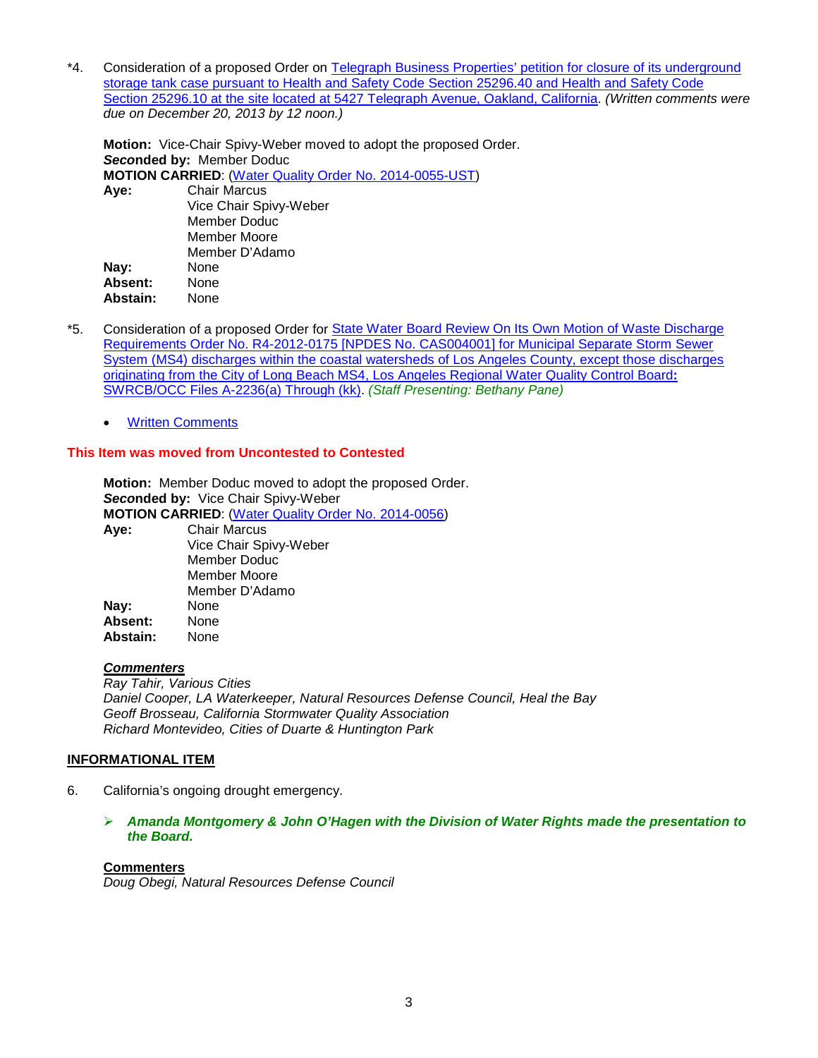*4. Consideration of a proposed Order on Telegraph Business Properties' petition for closure of its underground storage tank case pursuant to Health and Safety Code Section 25296.40 and Health and Safety Code Section 25296.10 at the site located at 5427 Telegraph Avenue, Oakland, California. *(Written comments were due on December 20, 2013 by 12 noon.)*

**Motion:** Vice-Chair Spivy-Weber moved to adopt the proposed Order.
***Seco*nded by:** Member Doduc
**MOTION CARRIED**: (Water Quality Order No. 2014-0055-UST)

| | |
|---|---|
| **Aye:** | Chair Marcus |
| | Vice Chair Spivy-Weber |
| | Member Doduc |
| | Member Moore |
| | Member D'Adamo |
| **Nay:** | None |
| **Absent:** | None |
| **Abstain:** | None |

*5. Consideration of a proposed Order for State Water Board Review On Its Own Motion of Waste Discharge Requirements Order No. R4-2012-0175 [NPDES No. CAS004001] for Municipal Separate Storm Sewer System (MS4) discharges within the coastal watersheds of Los Angeles County, except those discharges originating from the City of Long Beach MS4, Los Angeles Regional Water Quality Control Board**:** SWRCB/OCC Files A-2236(a) Through (kk). *(Staff Presenting: Bethany Pane)*

- Written Comments

**This Item was moved from Uncontested to Contested**

**Motion:** Member Doduc moved to adopt the proposed Order.
***Seco*nded by:** Vice Chair Spivy-Weber
**MOTION CARRIED**: (Water Quality Order No. 2014-0056)

| | |
|---|---|
| **Aye:** | Chair Marcus |
| | Vice Chair Spivy-Weber |
| | Member Doduc |
| | Member Moore |
| | Member D'Adamo |
| **Nay:** | None |
| **Absent:** | None |
| **Abstain:** | None |

***Commenters***
*Ray Tahir, Various Cities*
*Daniel Cooper, LA Waterkeeper, Natural Resources Defense Council, Heal the Bay*
*Geoff Brosseau, California Stormwater Quality Association*
*Richard Montevideo, Cities of Duarte & Huntington Park*

## INFORMATIONAL ITEM

6. California's ongoing drought emergency.

   - ***Amanda Montgomery & John O'Hagen with the Division of Water Rights made the presentation to the Board.***

**Commenters**
*Doug Obegi, Natural Resources Defense Council*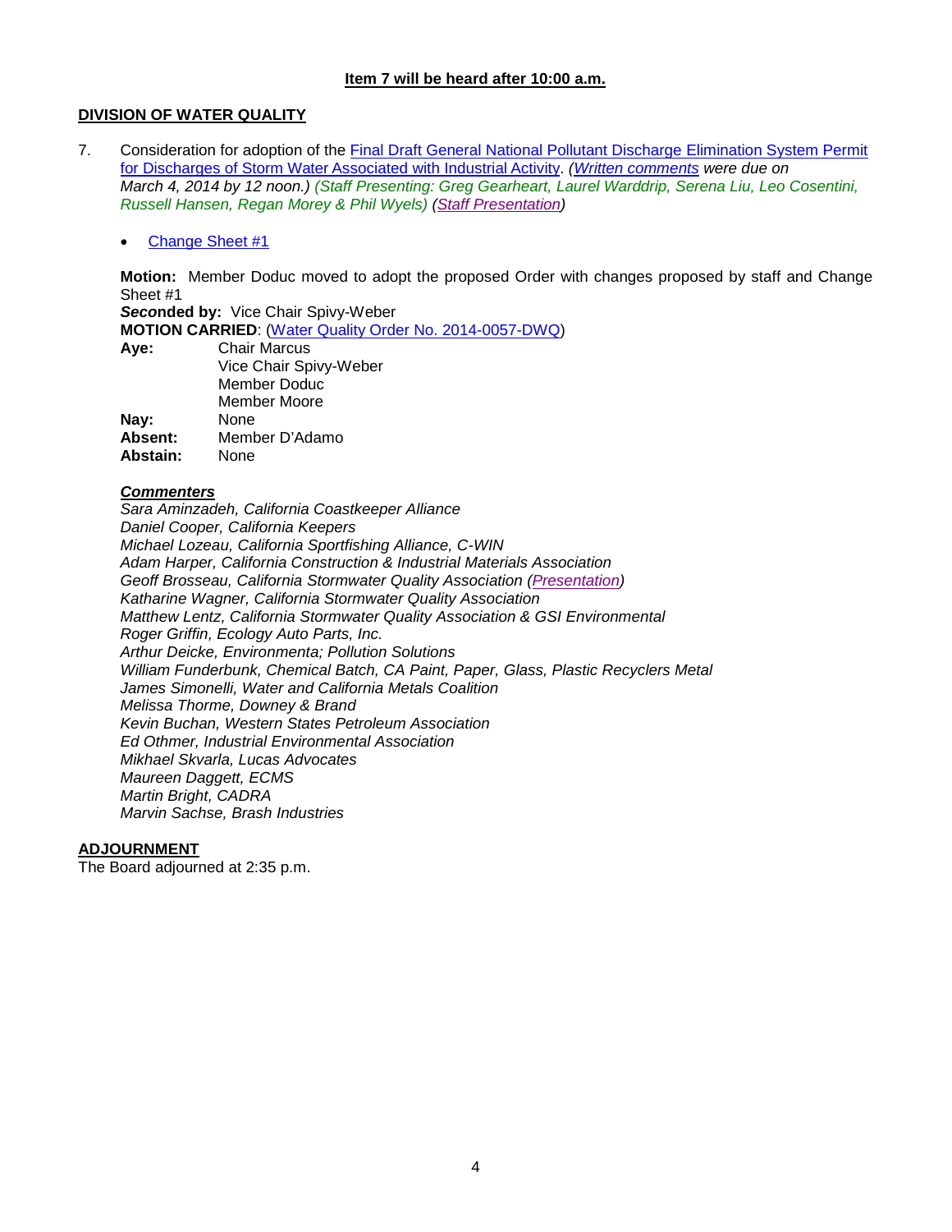**Item 7 will be heard after 10:00 a.m.**

**DIVISION OF WATER QUALITY**

7. Consideration for adoption of the Final Draft General National Pollutant Discharge Elimination System Permit for Discharges of Storm Water Associated with Industrial Activity. *(Written comments were due on March 4, 2014 by 12 noon.) (Staff Presenting: Greg Gearheart, Laurel Warddrip, Serena Liu, Leo Cosentini, Russell Hansen, Regan Morey & Phil Wyels) (Staff Presentation)*

   - Change Sheet #1

   **Motion:** Member Doduc moved to adopt the proposed Order with changes proposed by staff and Change Sheet #1
   ***Seco*nded by:** Vice Chair Spivy-Weber
   **MOTION CARRIED**: (Water Quality Order No. 2014-0057-DWQ)

   | | |
   |---|---|
   | **Aye:** | Chair Marcus<br>Vice Chair Spivy-Weber<br>Member Doduc<br>Member Moore |
   | **Nay:** | None |
   | **Absent:** | Member D'Adamo |
   | **Abstain:** | None |

   ***Commenters***
   *Sara Aminzadeh, California Coastkeeper Alliance*
   *Daniel Cooper, California Keepers*
   *Michael Lozeau, California Sportfishing Alliance, C-WIN*
   *Adam Harper, California Construction & Industrial Materials Association*
   *Geoff Brosseau, California Stormwater Quality Association (Presentation)*
   *Katharine Wagner, California Stormwater Quality Association*
   *Matthew Lentz, California Stormwater Quality Association & GSI Environmental*
   *Roger Griffin, Ecology Auto Parts, Inc.*
   *Arthur Deicke, Environmenta; Pollution Solutions*
   *William Funderbunk, Chemical Batch, CA Paint, Paper, Glass, Plastic Recyclers Metal*
   *James Simonelli, Water and California Metals Coalition*
   *Melissa Thorme, Downey & Brand*
   *Kevin Buchan, Western States Petroleum Association*
   *Ed Othmer, Industrial Environmental Association*
   *Mikhael Skvarla, Lucas Advocates*
   *Maureen Daggett, ECMS*
   *Martin Bright, CADRA*
   *Marvin Sachse, Brash Industries*

**ADJOURNMENT**
The Board adjourned at 2:35 p.m.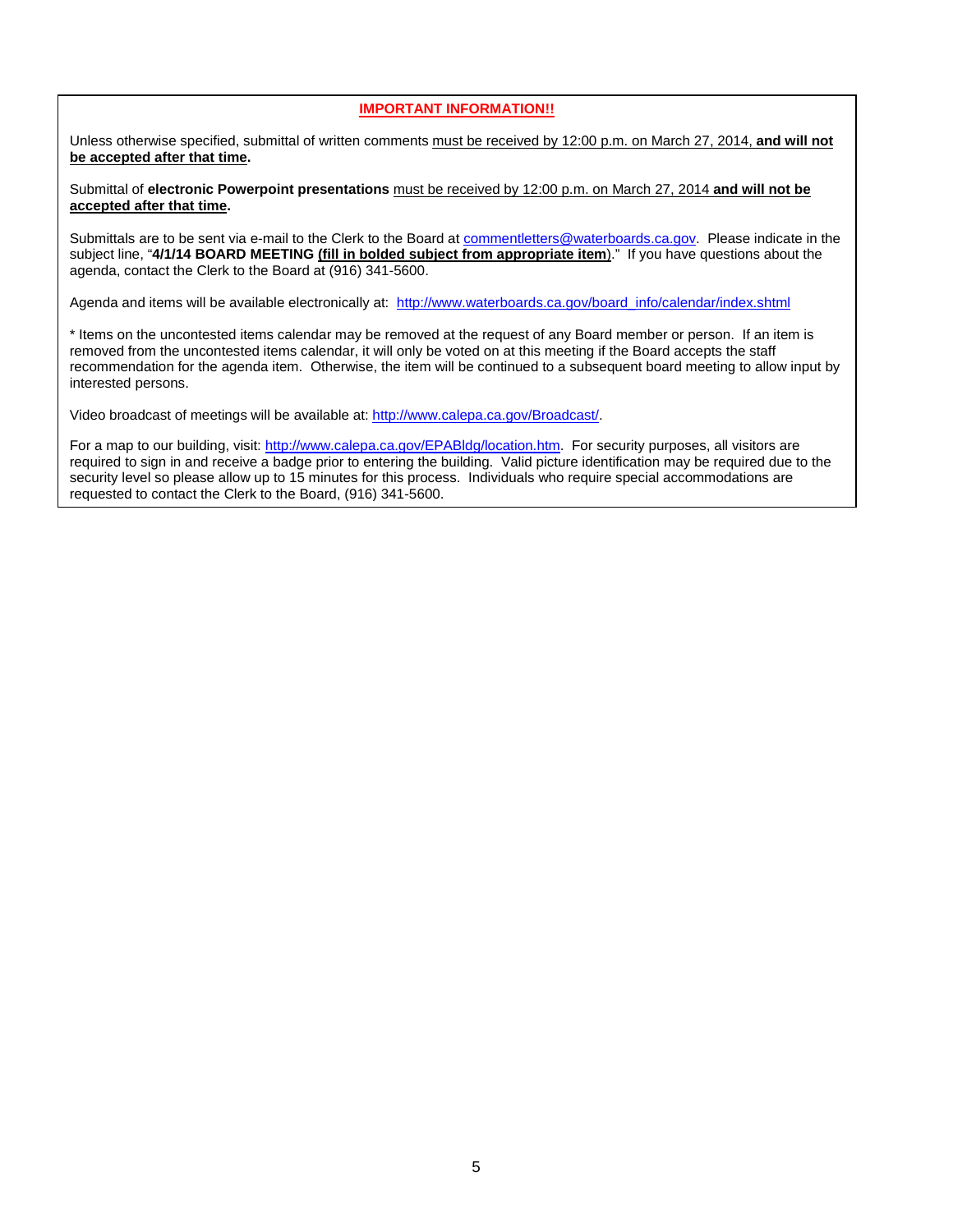**IMPORTANT INFORMATION!!**

Unless otherwise specified, submittal of written comments must be received by 12:00 p.m. on March 27, 2014, **and will not be accepted after that time.**

Submittal of **electronic Powerpoint presentations** must be received by 12:00 p.m. on March 27, 2014 **and will not be accepted after that time.**

Submittals are to be sent via e-mail to the Clerk to the Board at commentletters@waterboards.ca.gov. Please indicate in the subject line, "**4/1/14 BOARD MEETING (fill in bolded subject from appropriate item)**." If you have questions about the agenda, contact the Clerk to the Board at (916) 341-5600.

Agenda and items will be available electronically at: http://www.waterboards.ca.gov/board_info/calendar/index.shtml

* Items on the uncontested items calendar may be removed at the request of any Board member or person. If an item is removed from the uncontested items calendar, it will only be voted on at this meeting if the Board accepts the staff recommendation for the agenda item. Otherwise, the item will be continued to a subsequent board meeting to allow input by interested persons.

Video broadcast of meetings will be available at: http://www.calepa.ca.gov/Broadcast/.

For a map to our building, visit: http://www.calepa.ca.gov/EPABldg/location.htm. For security purposes, all visitors are required to sign in and receive a badge prior to entering the building. Valid picture identification may be required due to the security level so please allow up to 15 minutes for this process. Individuals who require special accommodations are requested to contact the Clerk to the Board, (916) 341-5600.